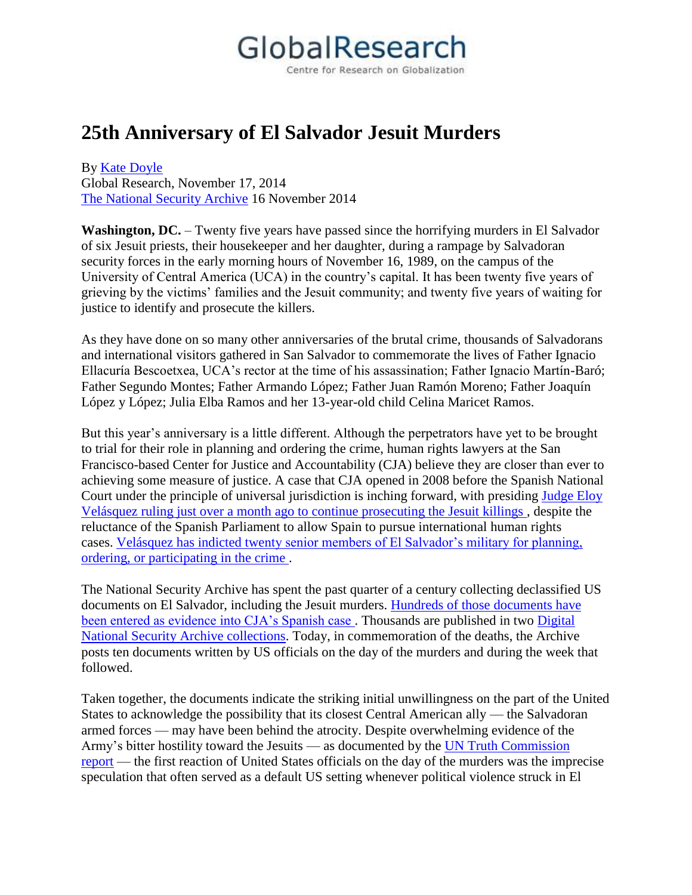GlobalResearch
Centre for Research on Globalization

# 25th Anniversary of El Salvador Jesuit Murders

By Kate Doyle
Global Research, November 17, 2014
The National Security Archive 16 November 2014

**Washington, DC.** – Twenty five years have passed since the horrifying murders in El Salvador of six Jesuit priests, their housekeeper and her daughter, during a rampage by Salvadoran security forces in the early morning hours of November 16, 1989, on the campus of the University of Central America (UCA) in the country's capital. It has been twenty five years of grieving by the victims' families and the Jesuit community; and twenty five years of waiting for justice to identify and prosecute the killers.

As they have done on so many other anniversaries of the brutal crime, thousands of Salvadorans and international visitors gathered in San Salvador to commemorate the lives of Father Ignacio Ellacuría Bescoetxea, UCA's rector at the time of his assassination; Father Ignacio Martín-Baró; Father Segundo Montes; Father Armando López; Father Juan Ramón Moreno; Father Joaquín López y López; Julia Elba Ramos and her 13-year-old child Celina Maricet Ramos.

But this year's anniversary is a little different. Although the perpetrators have yet to be brought to trial for their role in planning and ordering the crime, human rights lawyers at the San Francisco-based Center for Justice and Accountability (CJA) believe they are closer than ever to achieving some measure of justice. A case that CJA opened in 2008 before the Spanish National Court under the principle of universal jurisdiction is inching forward, with presiding Judge Eloy Velásquez ruling just over a month ago to continue prosecuting the Jesuit killings, despite the reluctance of the Spanish Parliament to allow Spain to pursue international human rights cases. Velásquez has indicted twenty senior members of El Salvador's military for planning, ordering, or participating in the crime.

The National Security Archive has spent the past quarter of a century collecting declassified US documents on El Salvador, including the Jesuit murders. Hundreds of those documents have been entered as evidence into CJA's Spanish case. Thousands are published in two Digital National Security Archive collections. Today, in commemoration of the deaths, the Archive posts ten documents written by US officials on the day of the murders and during the week that followed.

Taken together, the documents indicate the striking initial unwillingness on the part of the United States to acknowledge the possibility that its closest Central American ally — the Salvadoran armed forces — may have been behind the atrocity. Despite overwhelming evidence of the Army's bitter hostility toward the Jesuits — as documented by the UN Truth Commission report — the first reaction of United States officials on the day of the murders was the imprecise speculation that often served as a default US setting whenever political violence struck in El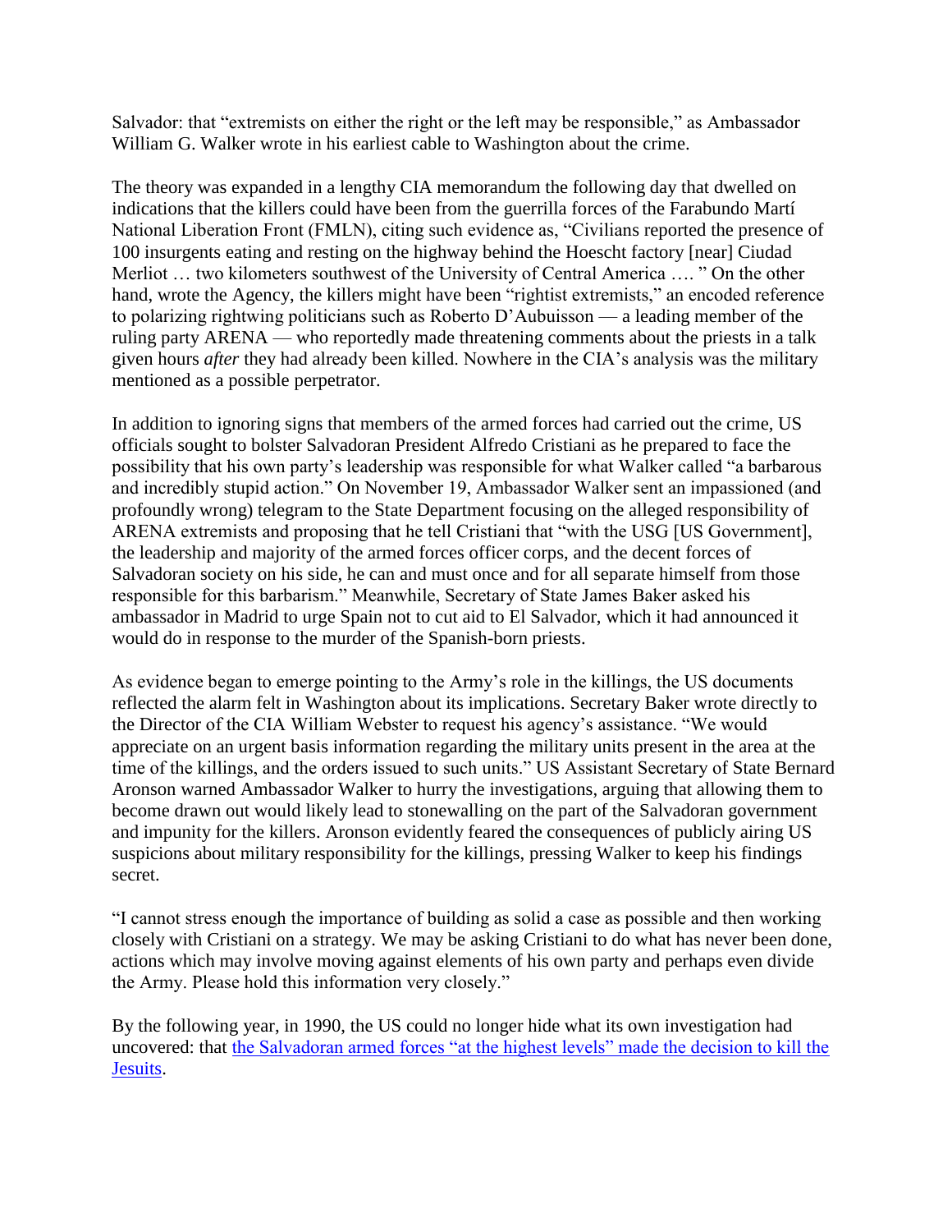Salvador: that "extremists on either the right or the left may be responsible," as Ambassador William G. Walker wrote in his earliest cable to Washington about the crime.

The theory was expanded in a lengthy CIA memorandum the following day that dwelled on indications that the killers could have been from the guerrilla forces of the Farabundo Martí National Liberation Front (FMLN), citing such evidence as, "Civilians reported the presence of 100 insurgents eating and resting on the highway behind the Hoescht factory [near] Ciudad Merliot … two kilometers southwest of the University of Central America …. " On the other hand, wrote the Agency, the killers might have been "rightist extremists," an encoded reference to polarizing rightwing politicians such as Roberto D'Aubuisson — a leading member of the ruling party ARENA — who reportedly made threatening comments about the priests in a talk given hours *after* they had already been killed. Nowhere in the CIA's analysis was the military mentioned as a possible perpetrator.

In addition to ignoring signs that members of the armed forces had carried out the crime, US officials sought to bolster Salvadoran President Alfredo Cristiani as he prepared to face the possibility that his own party's leadership was responsible for what Walker called "a barbarous and incredibly stupid action." On November 19, Ambassador Walker sent an impassioned (and profoundly wrong) telegram to the State Department focusing on the alleged responsibility of ARENA extremists and proposing that he tell Cristiani that "with the USG [US Government], the leadership and majority of the armed forces officer corps, and the decent forces of Salvadoran society on his side, he can and must once and for all separate himself from those responsible for this barbarism." Meanwhile, Secretary of State James Baker asked his ambassador in Madrid to urge Spain not to cut aid to El Salvador, which it had announced it would do in response to the murder of the Spanish-born priests.

As evidence began to emerge pointing to the Army's role in the killings, the US documents reflected the alarm felt in Washington about its implications. Secretary Baker wrote directly to the Director of the CIA William Webster to request his agency's assistance. "We would appreciate on an urgent basis information regarding the military units present in the area at the time of the killings, and the orders issued to such units." US Assistant Secretary of State Bernard Aronson warned Ambassador Walker to hurry the investigations, arguing that allowing them to become drawn out would likely lead to stonewalling on the part of the Salvadoran government and impunity for the killers. Aronson evidently feared the consequences of publicly airing US suspicions about military responsibility for the killings, pressing Walker to keep his findings secret.

"I cannot stress enough the importance of building as solid a case as possible and then working closely with Cristiani on a strategy. We may be asking Cristiani to do what has never been done, actions which may involve moving against elements of his own party and perhaps even divide the Army. Please hold this information very closely."

By the following year, in 1990, the US could no longer hide what its own investigation had uncovered: that the Salvadoran armed forces "at the highest levels" made the decision to kill the Jesuits.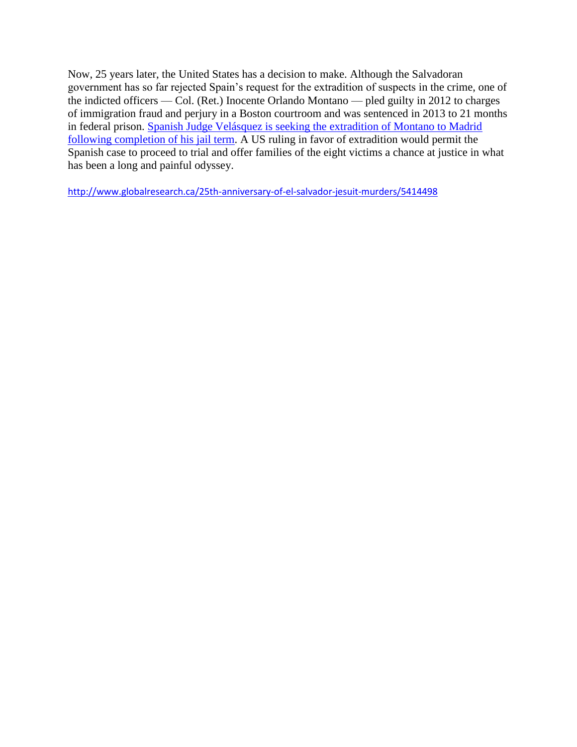Now, 25 years later, the United States has a decision to make. Although the Salvadoran government has so far rejected Spain's request for the extradition of suspects in the crime, one of the indicted officers — Col. (Ret.) Inocente Orlando Montano — pled guilty in 2012 to charges of immigration fraud and perjury in a Boston courtroom and was sentenced in 2013 to 21 months in federal prison. [Spanish Judge Velásquez is seeking the extradition of Montano to Madrid following completion of his jail term](). A US ruling in favor of extradition would permit the Spanish case to proceed to trial and offer families of the eight victims a chance at justice in what has been a long and painful odyssey.

http://www.globalresearch.ca/25th-anniversary-of-el-salvador-jesuit-murders/5414498